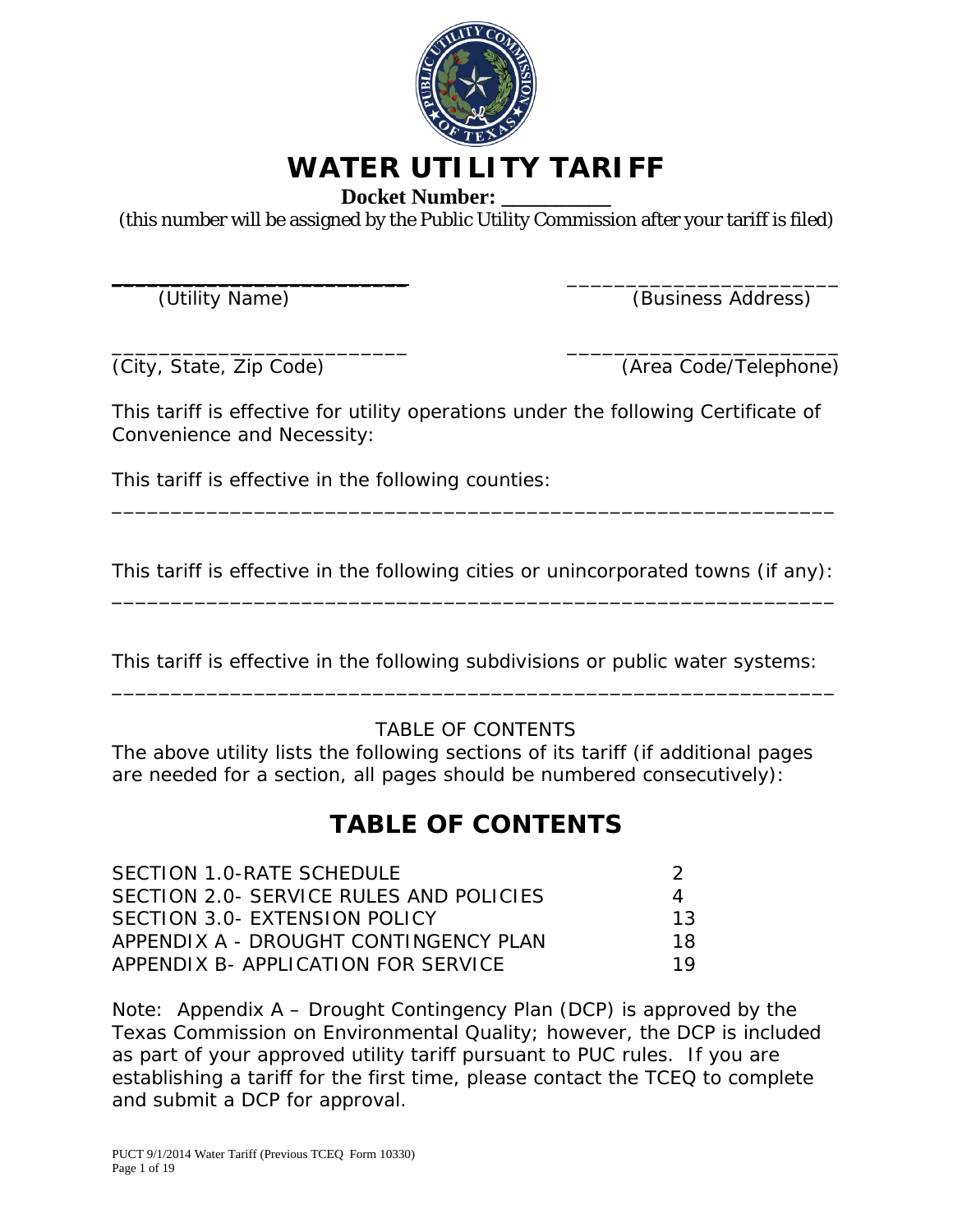# WATER UTILITY TARIFF

**Docket Number: __________**

(this number will be assigned by the Public Utility Commission after your tariff is filed)

_________________________ (Utility Name)

_________________________ (Business Address)

_________________________ (City, State, Zip Code)

_________________________ (Area Code/Telephone)

This tariff is effective for utility operations under the following Certificate of Convenience and Necessity:

This tariff is effective in the following counties:

____________________________________________________________

This tariff is effective in the following cities or unincorporated towns (if any):

____________________________________________________________

This tariff is effective in the following subdivisions or public water systems:

____________________________________________________________

TABLE OF CONTENTS

The above utility lists the following sections of its tariff (if additional pages are needed for a section, all pages should be numbered consecutively):

## TABLE OF CONTENTS

| | |
|---|---|
| SECTION 1.0-RATE SCHEDULE | 2 |
| SECTION 2.0- SERVICE RULES AND POLICIES | 4 |
| SECTION 3.0- EXTENSION POLICY | 13 |
| APPENDIX A - DROUGHT CONTINGENCY PLAN | 18 |
| APPENDIX B- APPLICATION FOR SERVICE | 19 |

Note: Appendix A – Drought Contingency Plan (DCP) is approved by the Texas Commission on Environmental Quality; however, the DCP is included as part of your approved utility tariff pursuant to PUC rules. If you are establishing a tariff for the first time, please contact the TCEQ to complete and submit a DCP for approval.

PUCT 9/1/2014 Water Tariff (Previous TCEQ Form 10330)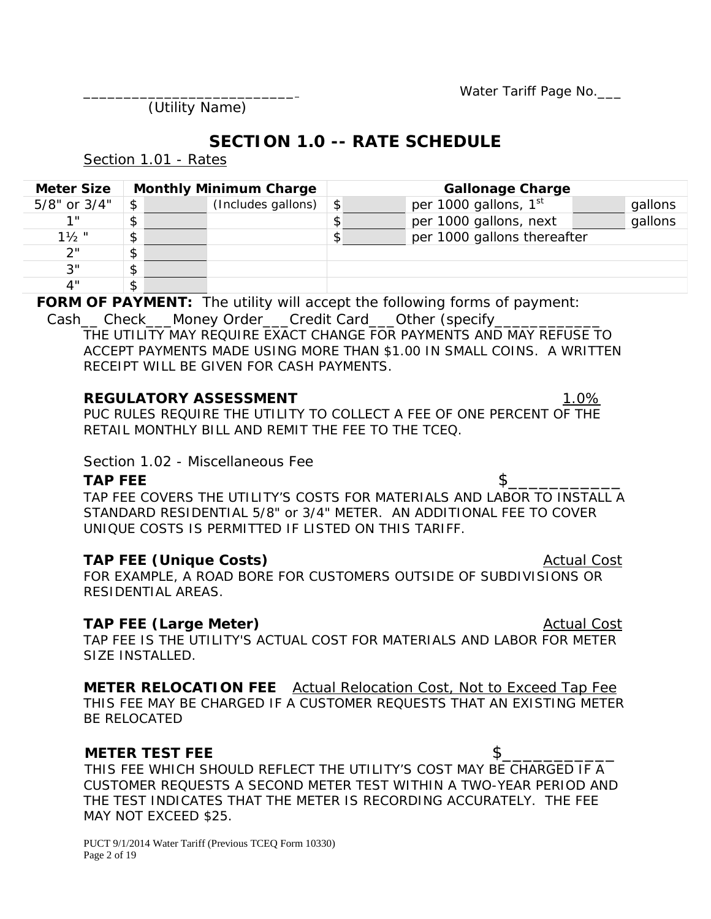_________________________ Water Tariff Page No.___
(Utility Name)

# SECTION 1.0 -- RATE SCHEDULE

Section 1.01 - Rates

| Meter Size | Monthly Minimum Charge | | Gallonage Charge | | | |
|---|---|---|---|---|---|---|
| 5/8" or 3/4" | $ | (Includes gallons) | $ | per 1000 gallons, 1st | | gallons |
| 1" | $ | | $ | per 1000 gallons, next | | gallons |
| 1½ " | $ | | $ | per 1000 gallons thereafter | | |
| 2" | $ | | | | | |
| 3" | $ | | | | | |
| 4" | $ | | | | | |

**FORM OF PAYMENT:** The utility will accept the following forms of payment:
Cash__ Check___Money Order___Credit Card___Other (specify____________

THE UTILITY MAY REQUIRE EXACT CHANGE FOR PAYMENTS AND MAY REFUSE TO ACCEPT PAYMENTS MADE USING MORE THAN $1.00 IN SMALL COINS. A WRITTEN RECEIPT WILL BE GIVEN FOR CASH PAYMENTS.

**REGULATORY ASSESSMENT** 1.0%

PUC RULES REQUIRE THE UTILITY TO COLLECT A FEE OF ONE PERCENT OF THE RETAIL MONTHLY BILL AND REMIT THE FEE TO THE TCEQ.

Section 1.02 - Miscellaneous Fee

**TAP FEE** $____________

TAP FEE COVERS THE UTILITY'S COSTS FOR MATERIALS AND LABOR TO INSTALL A STANDARD RESIDENTIAL 5/8" or 3/4" METER. AN ADDITIONAL FEE TO COVER UNIQUE COSTS IS PERMITTED IF LISTED ON THIS TARIFF.

**TAP FEE (Unique Costs)** Actual Cost

FOR EXAMPLE, A ROAD BORE FOR CUSTOMERS OUTSIDE OF SUBDIVISIONS OR RESIDENTIAL AREAS.

**TAP FEE (Large Meter)** Actual Cost

TAP FEE IS THE UTILITY'S ACTUAL COST FOR MATERIALS AND LABOR FOR METER SIZE INSTALLED.

**METER RELOCATION FEE** Actual Relocation Cost, Not to Exceed Tap Fee

THIS FEE MAY BE CHARGED IF A CUSTOMER REQUESTS THAT AN EXISTING METER BE RELOCATED

**METER TEST FEE** $____________

THIS FEE WHICH SHOULD REFLECT THE UTILITY'S COST MAY BE CHARGED IF A CUSTOMER REQUESTS A SECOND METER TEST WITHIN A TWO-YEAR PERIOD AND THE TEST INDICATES THAT THE METER IS RECORDING ACCURATELY. THE FEE MAY NOT EXCEED $25.

PUCT 9/1/2014 Water Tariff (Previous TCEQ Form 10330)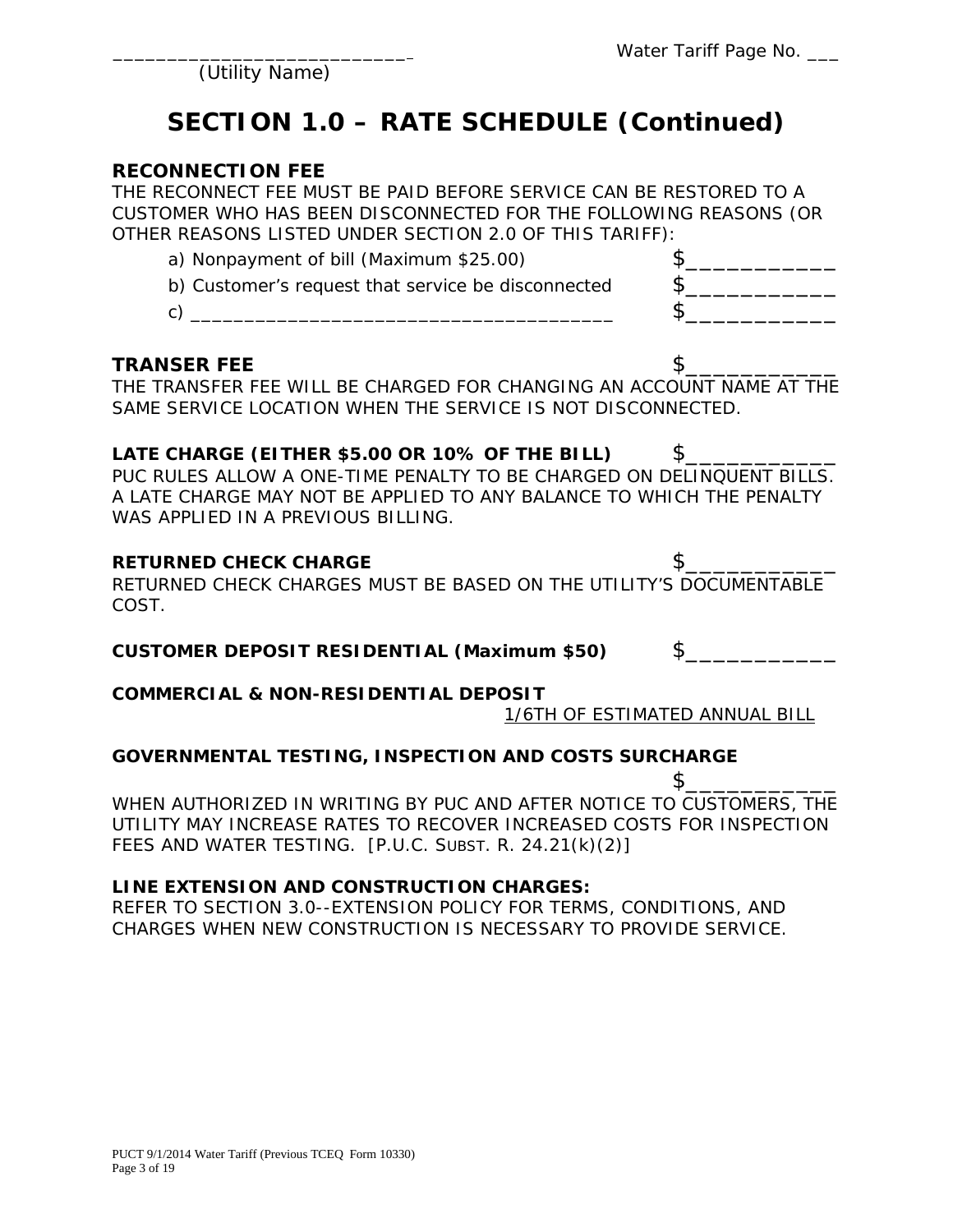\_\_\_\_\_\_\_\_\_\_\_\_\_\_\_\_\_\_\_\_\_\_\_\_\_\_\_\_ Water Tariff Page No. \_\_\_
(Utility Name)

# SECTION 1.0 – RATE SCHEDULE (Continued)

**RECONNECTION FEE**

THE RECONNECT FEE MUST BE PAID BEFORE SERVICE CAN BE RESTORED TO A CUSTOMER WHO HAS BEEN DISCONNECTED FOR THE FOLLOWING REASONS (OR OTHER REASONS LISTED UNDER SECTION 2.0 OF THIS TARIFF):

a) Nonpayment of bill (Maximum $25.00) $\_\_\_\_\_\_\_\_\_\_\_\_

b) Customer's request that service be disconnected $\_\_\_\_\_\_\_\_\_\_\_\_

c) \_\_\_\_\_\_\_\_\_\_\_\_\_\_\_\_\_\_\_\_\_\_\_\_\_\_\_\_\_\_\_\_\_\_\_\_\_\_\_ $\_\_\_\_\_\_\_\_\_\_\_\_

**TRANSER FEE** $\_\_\_\_\_\_\_\_\_\_\_\_

THE TRANSFER FEE WILL BE CHARGED FOR CHANGING AN ACCOUNT NAME AT THE SAME SERVICE LOCATION WHEN THE SERVICE IS NOT DISCONNECTED.

**LATE CHARGE (EITHER $5.00 OR 10% OF THE BILL)** $\_\_\_\_\_\_\_\_\_\_\_\_

PUC RULES ALLOW A ONE-TIME PENALTY TO BE CHARGED ON DELINQUENT BILLS. A LATE CHARGE MAY NOT BE APPLIED TO ANY BALANCE TO WHICH THE PENALTY WAS APPLIED IN A PREVIOUS BILLING.

**RETURNED CHECK CHARGE** $\_\_\_\_\_\_\_\_\_\_\_\_

RETURNED CHECK CHARGES MUST BE BASED ON THE UTILITY'S DOCUMENTABLE COST.

**CUSTOMER DEPOSIT RESIDENTIAL (Maximum $50)** $\_\_\_\_\_\_\_\_\_\_\_\_

**COMMERCIAL & NON-RESIDENTIAL DEPOSIT**

<u>1/6TH OF ESTIMATED ANNUAL BILL</u>

**GOVERNMENTAL TESTING, INSPECTION AND COSTS SURCHARGE**

$\_\_\_\_\_\_\_\_\_\_\_\_

WHEN AUTHORIZED IN WRITING BY PUC AND AFTER NOTICE TO CUSTOMERS, THE UTILITY MAY INCREASE RATES TO RECOVER INCREASED COSTS FOR INSPECTION FEES AND WATER TESTING. [P.U.C. SUBST. R. 24.21(k)(2)]

**LINE EXTENSION AND CONSTRUCTION CHARGES:**

REFER TO SECTION 3.0--EXTENSION POLICY FOR TERMS, CONDITIONS, AND CHARGES WHEN NEW CONSTRUCTION IS NECESSARY TO PROVIDE SERVICE.

PUCT 9/1/2014 Water Tariff (Previous TCEQ Form 10330)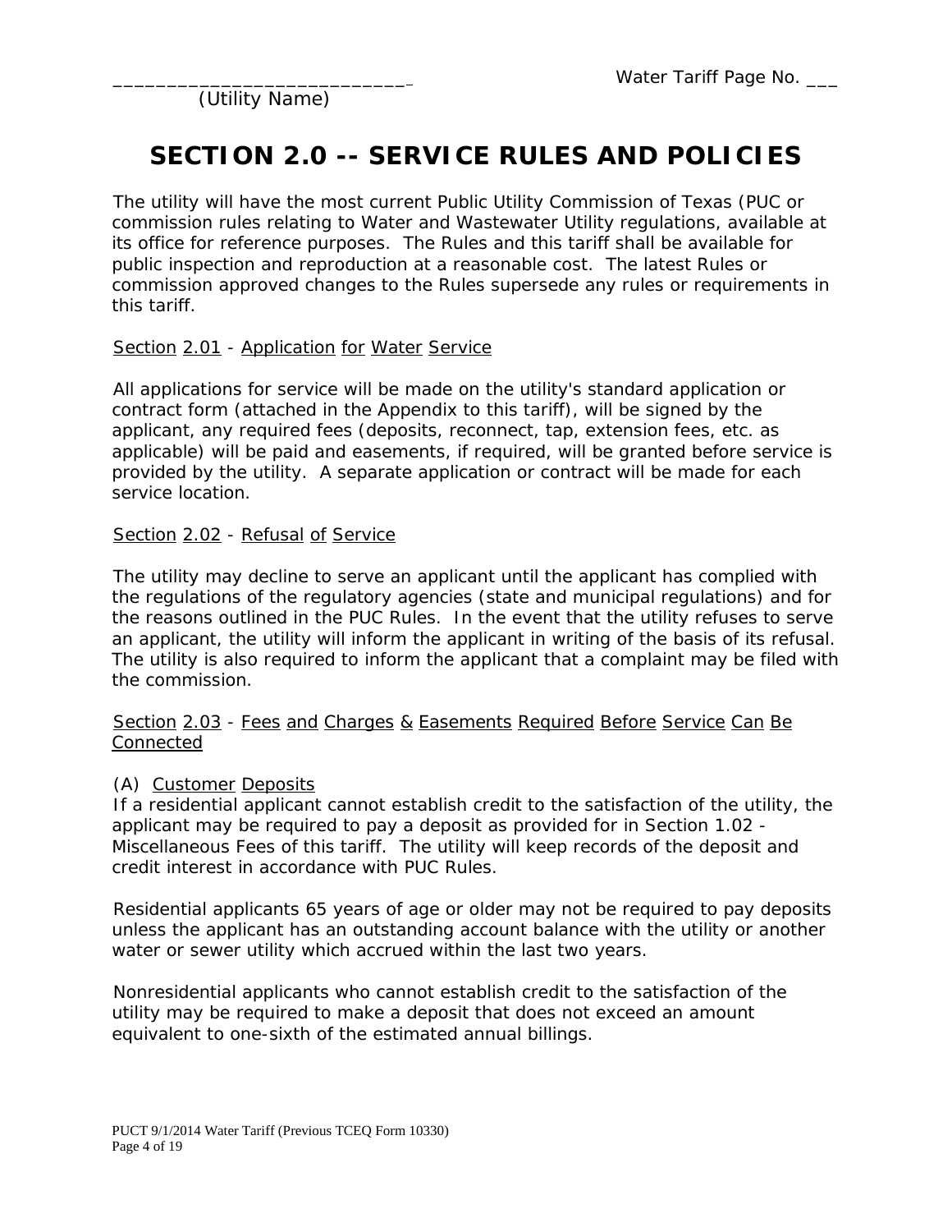# SECTION 2.0 -- SERVICE RULES AND POLICIES

The utility will have the most current Public Utility Commission of Texas (PUC or commission rules relating to Water and Wastewater Utility regulations, available at its office for reference purposes. The Rules and this tariff shall be available for public inspection and reproduction at a reasonable cost. The latest Rules or commission approved changes to the Rules supersede any rules or requirements in this tariff.

Section 2.01 - Application for Water Service

All applications for service will be made on the utility's standard application or contract form (attached in the Appendix to this tariff), will be signed by the applicant, any required fees (deposits, reconnect, tap, extension fees, etc. as applicable) will be paid and easements, if required, will be granted before service is provided by the utility. A separate application or contract will be made for each service location.

Section 2.02 - Refusal of Service

The utility may decline to serve an applicant until the applicant has complied with the regulations of the regulatory agencies (state and municipal regulations) and for the reasons outlined in the PUC Rules. In the event that the utility refuses to serve an applicant, the utility will inform the applicant in writing of the basis of its refusal. The utility is also required to inform the applicant that a complaint may be filed with the commission.

Section 2.03 - Fees and Charges & Easements Required Before Service Can Be Connected

(A) Customer Deposits

If a residential applicant cannot establish credit to the satisfaction of the utility, the applicant may be required to pay a deposit as provided for in Section 1.02 - Miscellaneous Fees of this tariff. The utility will keep records of the deposit and credit interest in accordance with PUC Rules.

Residential applicants 65 years of age or older may not be required to pay deposits unless the applicant has an outstanding account balance with the utility or another water or sewer utility which accrued within the last two years.

Nonresidential applicants who cannot establish credit to the satisfaction of the utility may be required to make a deposit that does not exceed an amount equivalent to one-sixth of the estimated annual billings.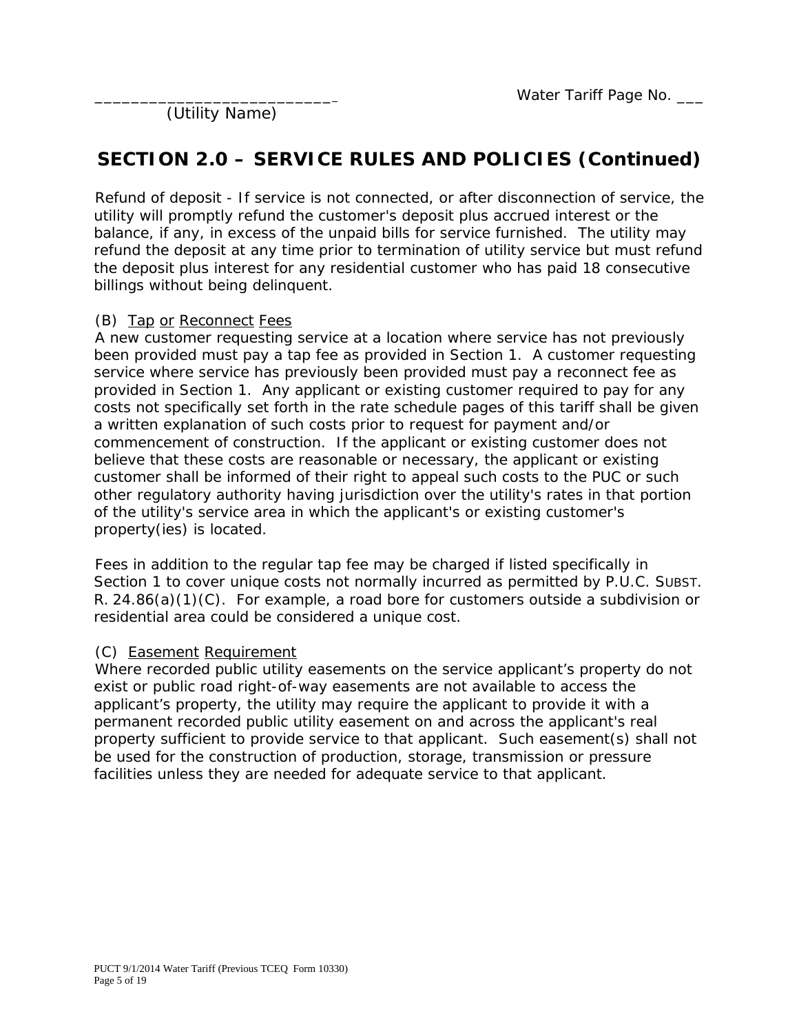___________________________ Water Tariff Page No. ___
(Utility Name)

## SECTION 2.0 – SERVICE RULES AND POLICIES (Continued)

Refund of deposit - If service is not connected, or after disconnection of service, the utility will promptly refund the customer's deposit plus accrued interest or the balance, if any, in excess of the unpaid bills for service furnished. The utility may refund the deposit at any time prior to termination of utility service but must refund the deposit plus interest for any residential customer who has paid 18 consecutive billings without being delinquent.

(B) Tap or Reconnect Fees

A new customer requesting service at a location where service has not previously been provided must pay a tap fee as provided in Section 1. A customer requesting service where service has previously been provided must pay a reconnect fee as provided in Section 1. Any applicant or existing customer required to pay for any costs not specifically set forth in the rate schedule pages of this tariff shall be given a written explanation of such costs prior to request for payment and/or commencement of construction. If the applicant or existing customer does not believe that these costs are reasonable or necessary, the applicant or existing customer shall be informed of their right to appeal such costs to the PUC or such other regulatory authority having jurisdiction over the utility's rates in that portion of the utility's service area in which the applicant's or existing customer's property(ies) is located.

Fees in addition to the regular tap fee may be charged if listed specifically in Section 1 to cover unique costs not normally incurred as permitted by P.U.C. SUBST. R. 24.86(a)(1)(C). For example, a road bore for customers outside a subdivision or residential area could be considered a unique cost.

(C) Easement Requirement

Where recorded public utility easements on the service applicant's property do not exist or public road right-of-way easements are not available to access the applicant's property, the utility may require the applicant to provide it with a permanent recorded public utility easement on and across the applicant's real property sufficient to provide service to that applicant. Such easement(s) shall not be used for the construction of production, storage, transmission or pressure facilities unless they are needed for adequate service to that applicant.

PUCT 9/1/2014 Water Tariff (Previous TCEQ Form 10330)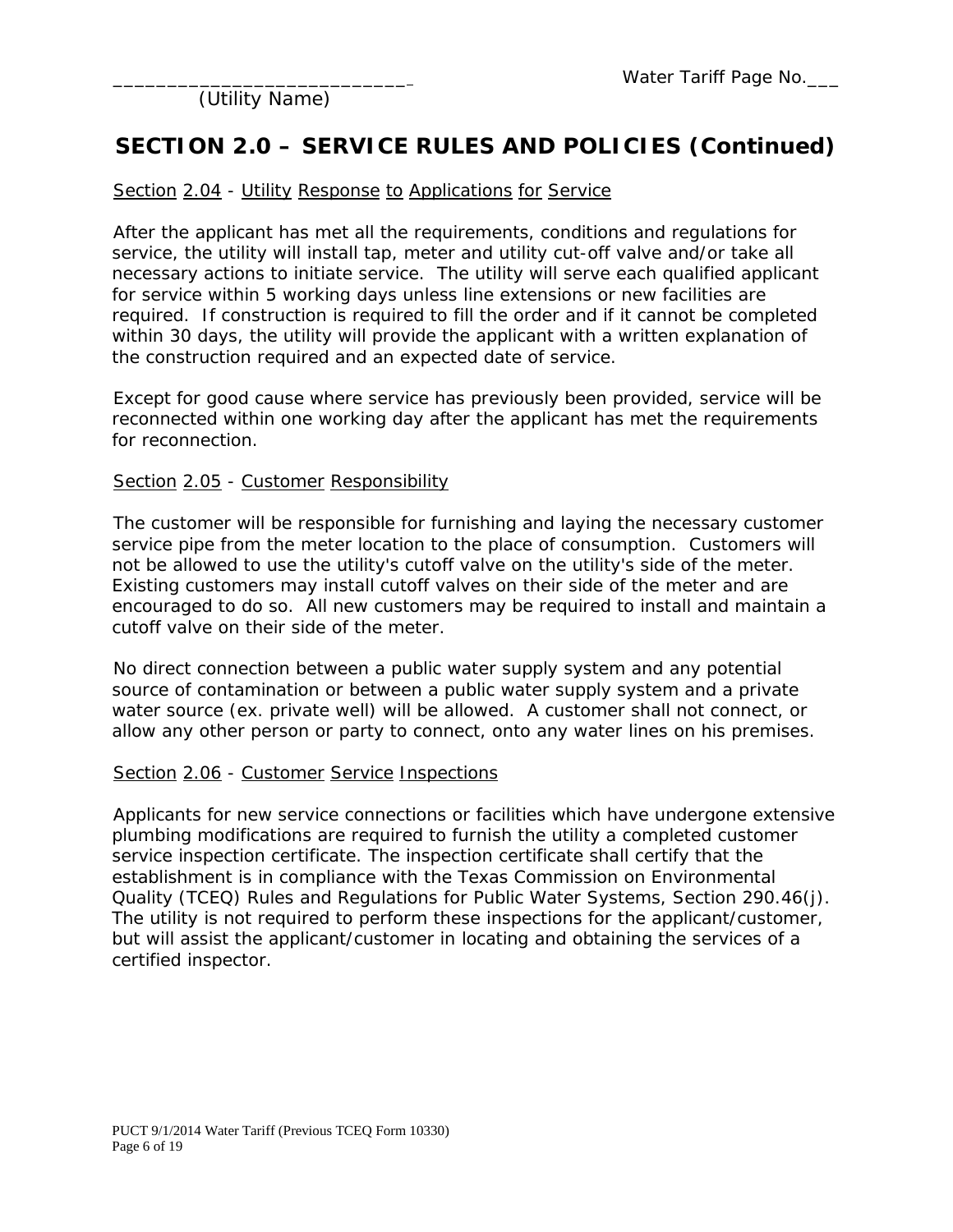## SECTION 2.0 – SERVICE RULES AND POLICIES (Continued)

Section 2.04 - Utility Response to Applications for Service

After the applicant has met all the requirements, conditions and regulations for service, the utility will install tap, meter and utility cut-off valve and/or take all necessary actions to initiate service. The utility will serve each qualified applicant for service within 5 working days unless line extensions or new facilities are required. If construction is required to fill the order and if it cannot be completed within 30 days, the utility will provide the applicant with a written explanation of the construction required and an expected date of service.

Except for good cause where service has previously been provided, service will be reconnected within one working day after the applicant has met the requirements for reconnection.

Section 2.05 - Customer Responsibility

The customer will be responsible for furnishing and laying the necessary customer service pipe from the meter location to the place of consumption. Customers will not be allowed to use the utility's cutoff valve on the utility's side of the meter. Existing customers may install cutoff valves on their side of the meter and are encouraged to do so. All new customers may be required to install and maintain a cutoff valve on their side of the meter.

No direct connection between a public water supply system and any potential source of contamination or between a public water supply system and a private water source (ex. private well) will be allowed. A customer shall not connect, or allow any other person or party to connect, onto any water lines on his premises.

Section 2.06 - Customer Service Inspections

Applicants for new service connections or facilities which have undergone extensive plumbing modifications are required to furnish the utility a completed customer service inspection certificate. The inspection certificate shall certify that the establishment is in compliance with the Texas Commission on Environmental Quality (TCEQ) Rules and Regulations for Public Water Systems, Section 290.46(j). The utility is not required to perform these inspections for the applicant/customer, but will assist the applicant/customer in locating and obtaining the services of a certified inspector.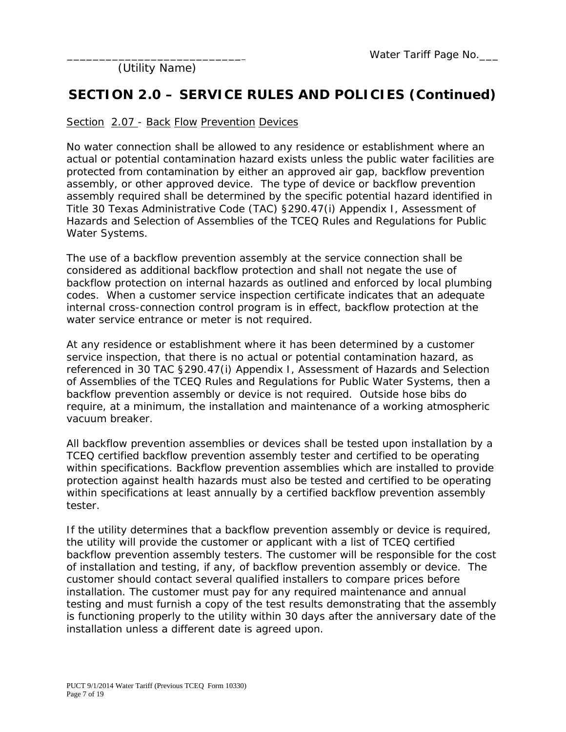____________________________ Water Tariff Page No.___

(Utility Name)

## SECTION 2.0 – SERVICE RULES AND POLICIES (Continued)

Section 2.07 - Back Flow Prevention Devices

No water connection shall be allowed to any residence or establishment where an actual or potential contamination hazard exists unless the public water facilities are protected from contamination by either an approved air gap, backflow prevention assembly, or other approved device. The type of device or backflow prevention assembly required shall be determined by the specific potential hazard identified in Title 30 Texas Administrative Code (TAC) §290.47(i) Appendix I, Assessment of Hazards and Selection of Assemblies of the TCEQ Rules and Regulations for Public Water Systems.

The use of a backflow prevention assembly at the service connection shall be considered as additional backflow protection and shall not negate the use of backflow protection on internal hazards as outlined and enforced by local plumbing codes. When a customer service inspection certificate indicates that an adequate internal cross-connection control program is in effect, backflow protection at the water service entrance or meter is not required.

At any residence or establishment where it has been determined by a customer service inspection, that there is no actual or potential contamination hazard, as referenced in 30 TAC §290.47(i) Appendix I, Assessment of Hazards and Selection of Assemblies of the TCEQ Rules and Regulations for Public Water Systems, then a backflow prevention assembly or device is not required. Outside hose bibs do require, at a minimum, the installation and maintenance of a working atmospheric vacuum breaker.

All backflow prevention assemblies or devices shall be tested upon installation by a TCEQ certified backflow prevention assembly tester and certified to be operating within specifications. Backflow prevention assemblies which are installed to provide protection against health hazards must also be tested and certified to be operating within specifications at least annually by a certified backflow prevention assembly tester.

If the utility determines that a backflow prevention assembly or device is required, the utility will provide the customer or applicant with a list of TCEQ certified backflow prevention assembly testers. The customer will be responsible for the cost of installation and testing, if any, of backflow prevention assembly or device. The customer should contact several qualified installers to compare prices before installation. The customer must pay for any required maintenance and annual testing and must furnish a copy of the test results demonstrating that the assembly is functioning properly to the utility within 30 days after the anniversary date of the installation unless a different date is agreed upon.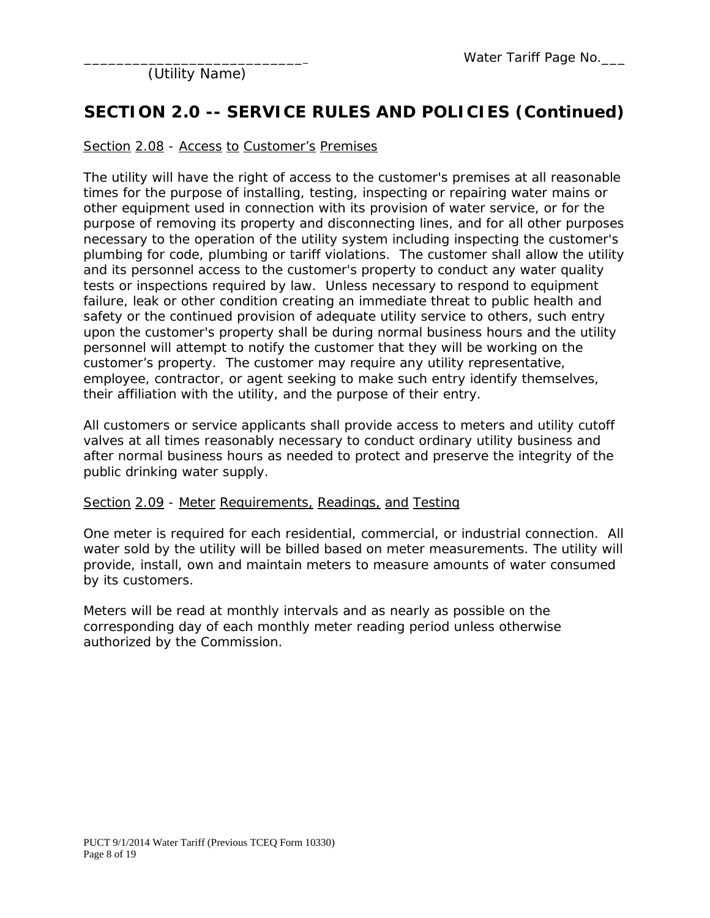## SECTION 2.0 -- SERVICE RULES AND POLICIES (Continued)

Section 2.08 - Access to Customer's Premises

The utility will have the right of access to the customer's premises at all reasonable times for the purpose of installing, testing, inspecting or repairing water mains or other equipment used in connection with its provision of water service, or for the purpose of removing its property and disconnecting lines, and for all other purposes necessary to the operation of the utility system including inspecting the customer's plumbing for code, plumbing or tariff violations. The customer shall allow the utility and its personnel access to the customer's property to conduct any water quality tests or inspections required by law. Unless necessary to respond to equipment failure, leak or other condition creating an immediate threat to public health and safety or the continued provision of adequate utility service to others, such entry upon the customer's property shall be during normal business hours and the utility personnel will attempt to notify the customer that they will be working on the customer's property. The customer may require any utility representative, employee, contractor, or agent seeking to make such entry identify themselves, their affiliation with the utility, and the purpose of their entry.

All customers or service applicants shall provide access to meters and utility cutoff valves at all times reasonably necessary to conduct ordinary utility business and after normal business hours as needed to protect and preserve the integrity of the public drinking water supply.

Section 2.09 - Meter Requirements, Readings, and Testing

One meter is required for each residential, commercial, or industrial connection. All water sold by the utility will be billed based on meter measurements. The utility will provide, install, own and maintain meters to measure amounts of water consumed by its customers.

Meters will be read at monthly intervals and as nearly as possible on the corresponding day of each monthly meter reading period unless otherwise authorized by the Commission.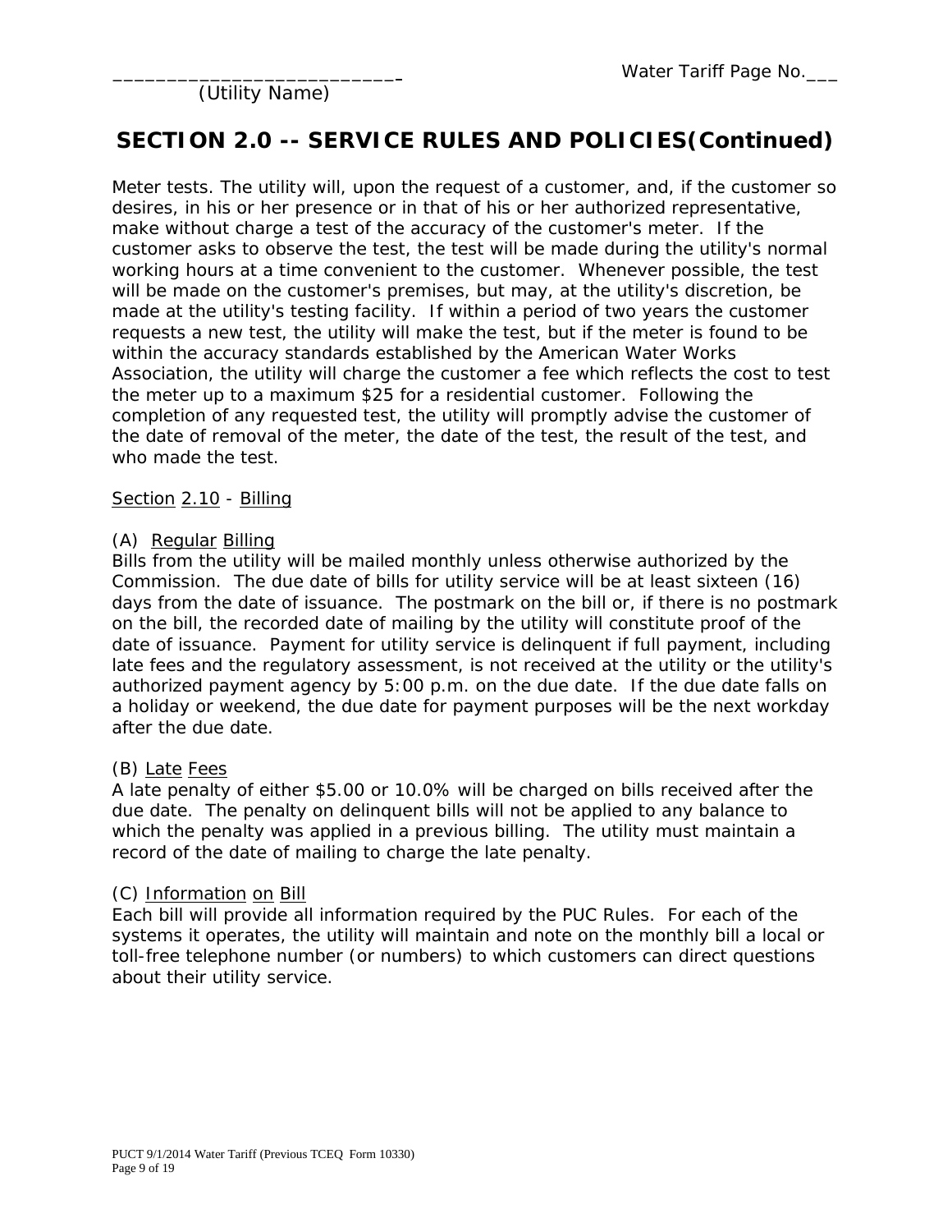## SECTION 2.0 -- SERVICE RULES AND POLICIES(Continued)

Meter tests. The utility will, upon the request of a customer, and, if the customer so desires, in his or her presence or in that of his or her authorized representative, make without charge a test of the accuracy of the customer's meter. If the customer asks to observe the test, the test will be made during the utility's normal working hours at a time convenient to the customer. Whenever possible, the test will be made on the customer's premises, but may, at the utility's discretion, be made at the utility's testing facility. If within a period of two years the customer requests a new test, the utility will make the test, but if the meter is found to be within the accuracy standards established by the American Water Works Association, the utility will charge the customer a fee which reflects the cost to test the meter up to a maximum $25 for a residential customer. Following the completion of any requested test, the utility will promptly advise the customer of the date of removal of the meter, the date of the test, the result of the test, and who made the test.

Section 2.10 - Billing

(A) Regular Billing
Bills from the utility will be mailed monthly unless otherwise authorized by the Commission. The due date of bills for utility service will be at least sixteen (16) days from the date of issuance. The postmark on the bill or, if there is no postmark on the bill, the recorded date of mailing by the utility will constitute proof of the date of issuance. Payment for utility service is delinquent if full payment, including late fees and the regulatory assessment, is not received at the utility or the utility's authorized payment agency by 5:00 p.m. on the due date. If the due date falls on a holiday or weekend, the due date for payment purposes will be the next workday after the due date.

(B) Late Fees
A late penalty of either $5.00 or 10.0% will be charged on bills received after the due date. The penalty on delinquent bills will not be applied to any balance to which the penalty was applied in a previous billing. The utility must maintain a record of the date of mailing to charge the late penalty.

(C) Information on Bill
Each bill will provide all information required by the PUC Rules. For each of the systems it operates, the utility will maintain and note on the monthly bill a local or toll-free telephone number (or numbers) to which customers can direct questions about their utility service.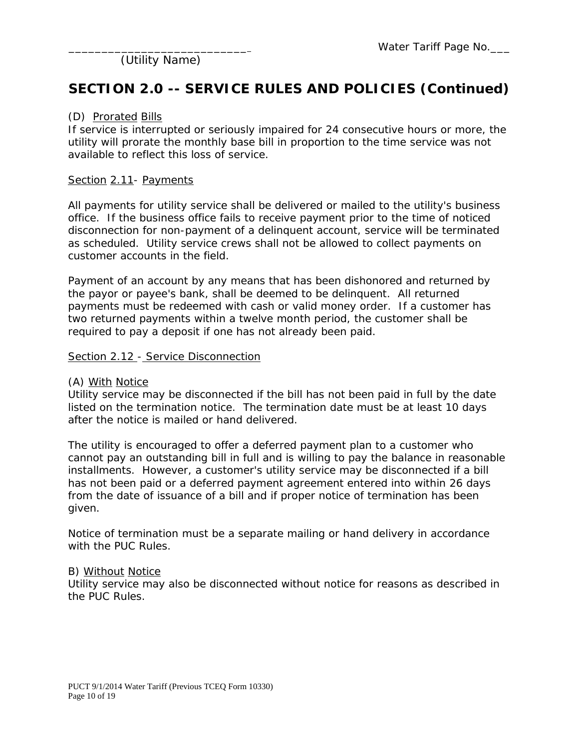___________________________ Water Tariff Page No.___
(Utility Name)

## SECTION 2.0 -- SERVICE RULES AND POLICIES (Continued)

(D) Prorated Bills
If service is interrupted or seriously impaired for 24 consecutive hours or more, the utility will prorate the monthly base bill in proportion to the time service was not available to reflect this loss of service.

Section 2.11- Payments

All payments for utility service shall be delivered or mailed to the utility's business office. If the business office fails to receive payment prior to the time of noticed disconnection for non-payment of a delinquent account, service will be terminated as scheduled. Utility service crews shall not be allowed to collect payments on customer accounts in the field.

Payment of an account by any means that has been dishonored and returned by the payor or payee's bank, shall be deemed to be delinquent. All returned payments must be redeemed with cash or valid money order. If a customer has two returned payments within a twelve month period, the customer shall be required to pay a deposit if one has not already been paid.

Section 2.12 - Service Disconnection

(A) With Notice
Utility service may be disconnected if the bill has not been paid in full by the date listed on the termination notice. The termination date must be at least 10 days after the notice is mailed or hand delivered.

The utility is encouraged to offer a deferred payment plan to a customer who cannot pay an outstanding bill in full and is willing to pay the balance in reasonable installments. However, a customer's utility service may be disconnected if a bill has not been paid or a deferred payment agreement entered into within 26 days from the date of issuance of a bill and if proper notice of termination has been given.

Notice of termination must be a separate mailing or hand delivery in accordance with the PUC Rules.

B) Without Notice
Utility service may also be disconnected without notice for reasons as described in the PUC Rules.

PUCT 9/1/2014 Water Tariff (Previous TCEQ Form 10330)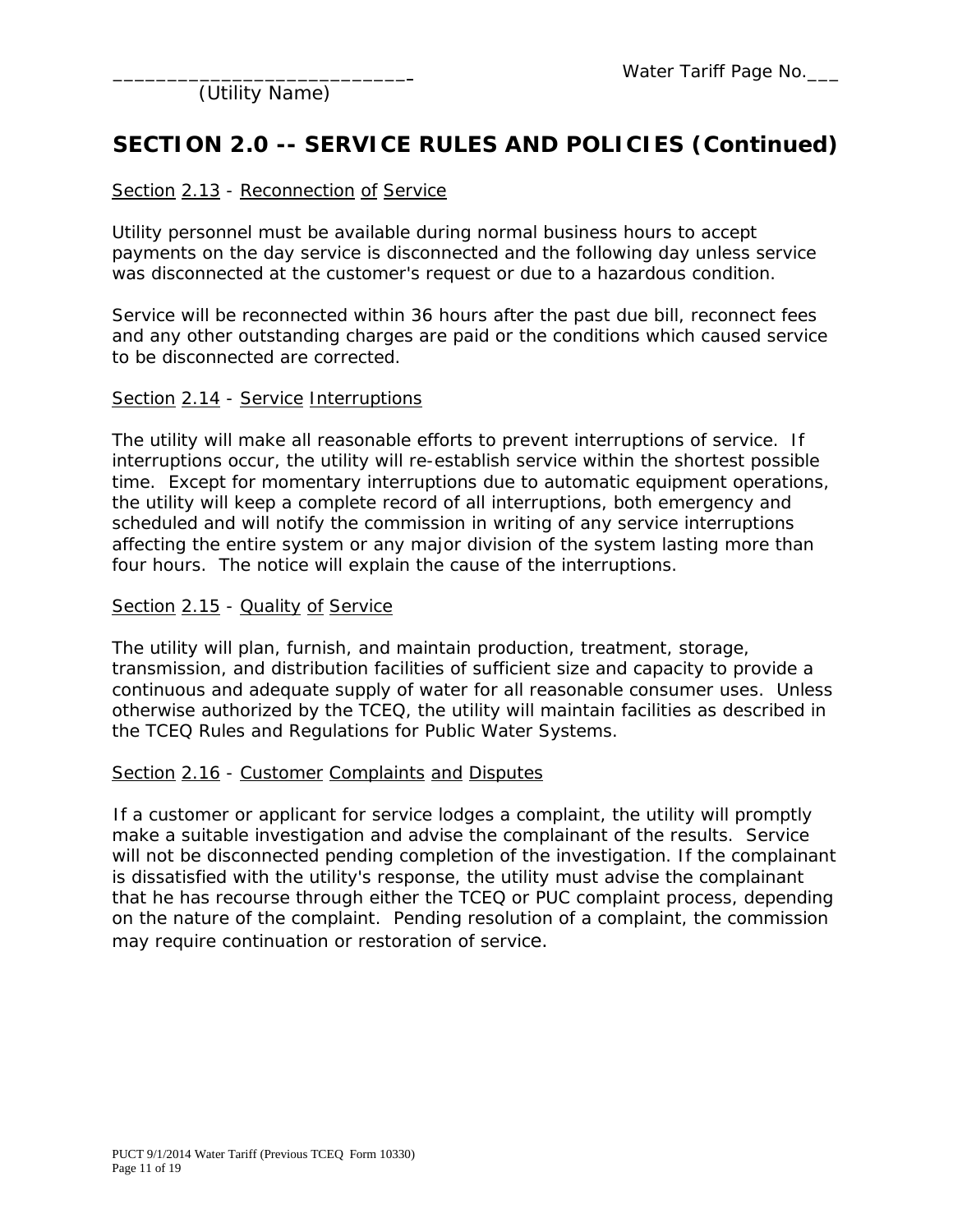___________________________
(Utility Name)

Water Tariff Page No.___

## SECTION 2.0 -- SERVICE RULES AND POLICIES (Continued)

Section 2.13 - Reconnection of Service

Utility personnel must be available during normal business hours to accept payments on the day service is disconnected and the following day unless service was disconnected at the customer's request or due to a hazardous condition.

Service will be reconnected within 36 hours after the past due bill, reconnect fees and any other outstanding charges are paid or the conditions which caused service to be disconnected are corrected.

Section 2.14 - Service Interruptions

The utility will make all reasonable efforts to prevent interruptions of service. If interruptions occur, the utility will re-establish service within the shortest possible time. Except for momentary interruptions due to automatic equipment operations, the utility will keep a complete record of all interruptions, both emergency and scheduled and will notify the commission in writing of any service interruptions affecting the entire system or any major division of the system lasting more than four hours. The notice will explain the cause of the interruptions.

Section 2.15 - Quality of Service

The utility will plan, furnish, and maintain production, treatment, storage, transmission, and distribution facilities of sufficient size and capacity to provide a continuous and adequate supply of water for all reasonable consumer uses. Unless otherwise authorized by the TCEQ, the utility will maintain facilities as described in the TCEQ Rules and Regulations for Public Water Systems.

Section 2.16 - Customer Complaints and Disputes

If a customer or applicant for service lodges a complaint, the utility will promptly make a suitable investigation and advise the complainant of the results. Service will not be disconnected pending completion of the investigation. If the complainant is dissatisfied with the utility's response, the utility must advise the complainant that he has recourse through either the TCEQ or PUC complaint process, depending on the nature of the complaint. Pending resolution of a complaint, the commission may require continuation or restoration of service.

PUCT 9/1/2014 Water Tariff (Previous TCEQ Form 10330)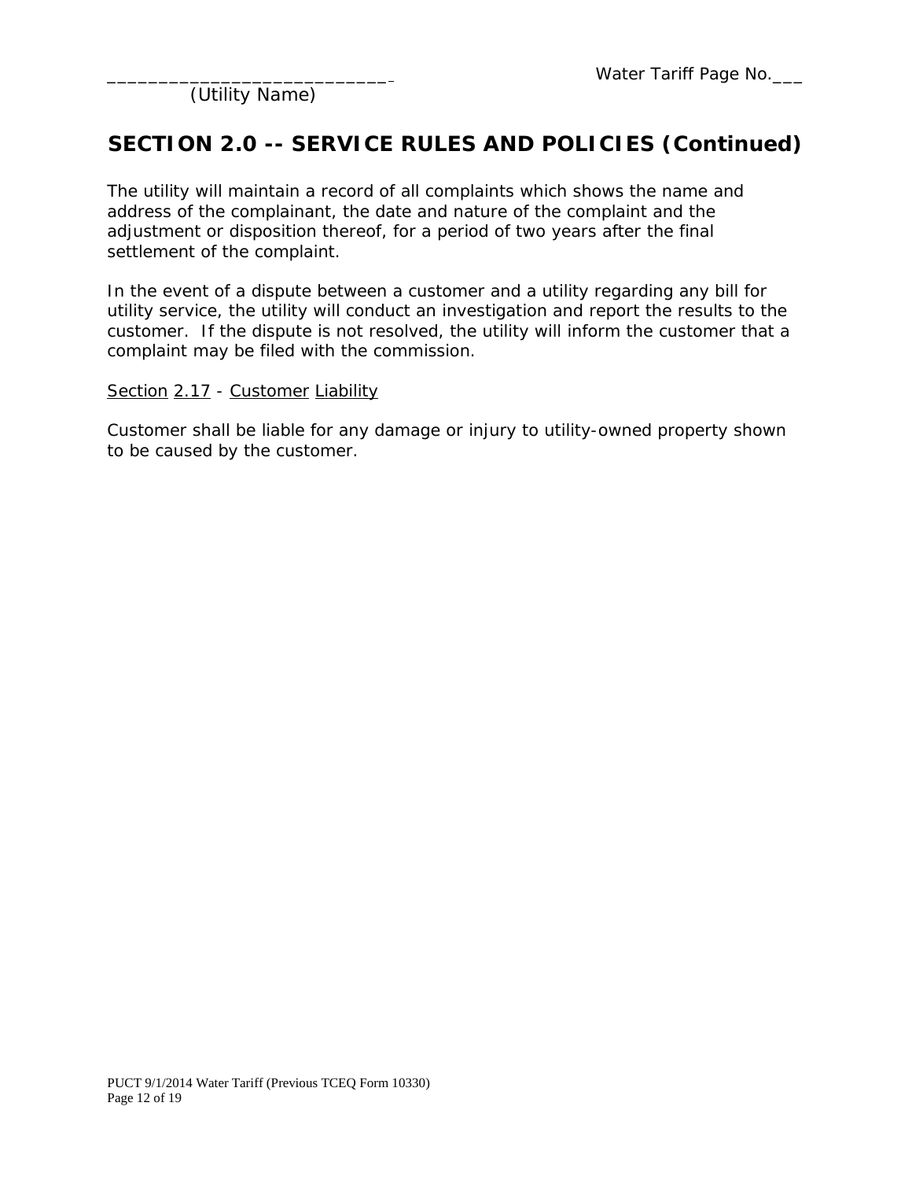## SECTION 2.0 -- SERVICE RULES AND POLICIES (Continued)

The utility will maintain a record of all complaints which shows the name and address of the complainant, the date and nature of the complaint and the adjustment or disposition thereof, for a period of two years after the final settlement of the complaint.

In the event of a dispute between a customer and a utility regarding any bill for utility service, the utility will conduct an investigation and report the results to the customer. If the dispute is not resolved, the utility will inform the customer that a complaint may be filed with the commission.

Section 2.17 - Customer Liability

Customer shall be liable for any damage or injury to utility-owned property shown to be caused by the customer.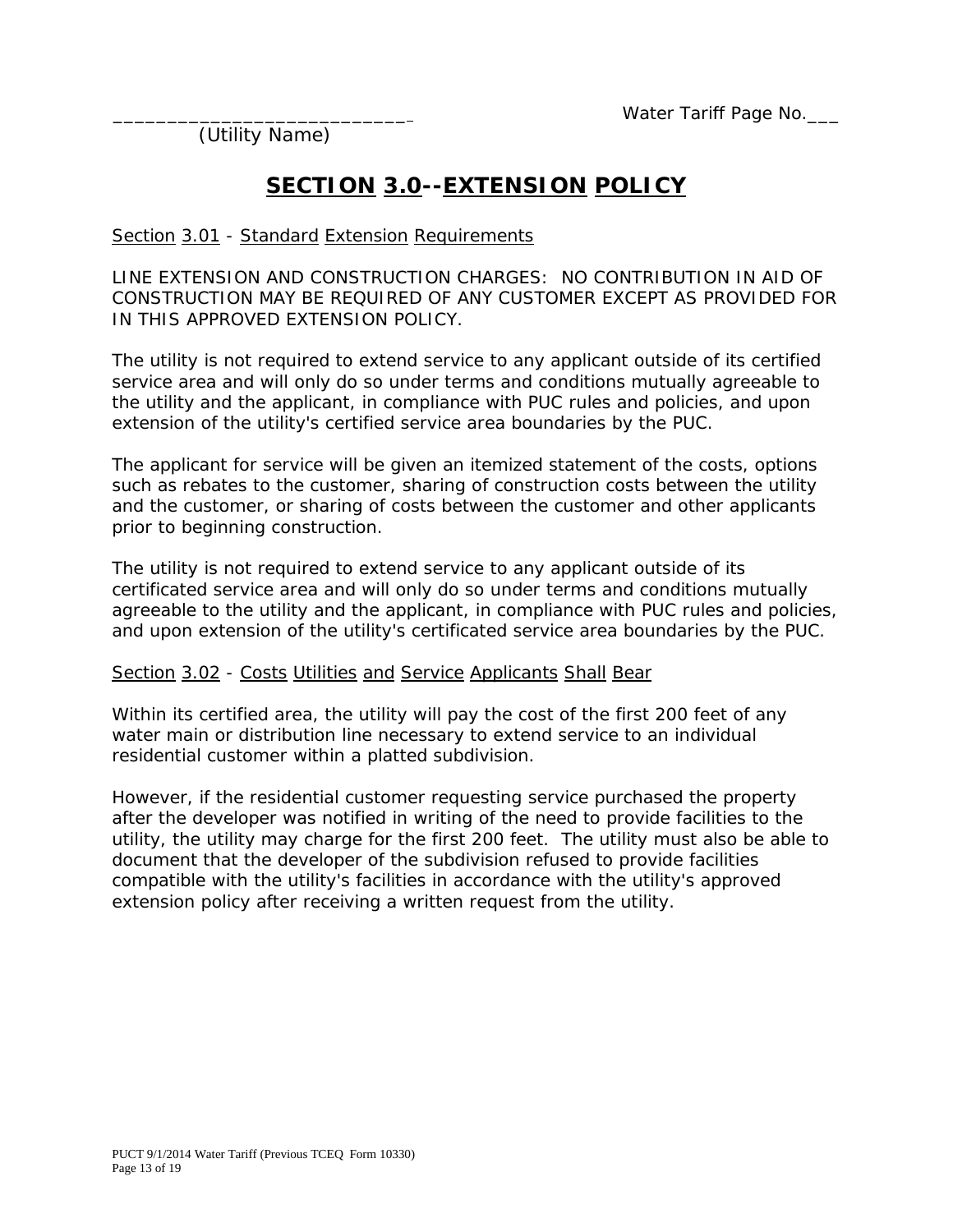\_\_\_\_\_\_\_\_\_\_\_\_\_\_\_\_\_\_\_\_\_\_\_\_\_\_\_\_ Water Tariff Page No.\_\_\_

(Utility Name)

# SECTION 3.0--EXTENSION POLICY

Section 3.01 - Standard Extension Requirements

LINE EXTENSION AND CONSTRUCTION CHARGES: NO CONTRIBUTION IN AID OF CONSTRUCTION MAY BE REQUIRED OF ANY CUSTOMER EXCEPT AS PROVIDED FOR IN THIS APPROVED EXTENSION POLICY.

The utility is not required to extend service to any applicant outside of its certified service area and will only do so under terms and conditions mutually agreeable to the utility and the applicant, in compliance with PUC rules and policies, and upon extension of the utility's certified service area boundaries by the PUC.

The applicant for service will be given an itemized statement of the costs, options such as rebates to the customer, sharing of construction costs between the utility and the customer, or sharing of costs between the customer and other applicants prior to beginning construction.

The utility is not required to extend service to any applicant outside of its certificated service area and will only do so under terms and conditions mutually agreeable to the utility and the applicant, in compliance with PUC rules and policies, and upon extension of the utility's certificated service area boundaries by the PUC.

Section 3.02 - Costs Utilities and Service Applicants Shall Bear

Within its certified area, the utility will pay the cost of the first 200 feet of any water main or distribution line necessary to extend service to an individual residential customer within a platted subdivision.

However, if the residential customer requesting service purchased the property after the developer was notified in writing of the need to provide facilities to the utility, the utility may charge for the first 200 feet. The utility must also be able to document that the developer of the subdivision refused to provide facilities compatible with the utility's facilities in accordance with the utility's approved extension policy after receiving a written request from the utility.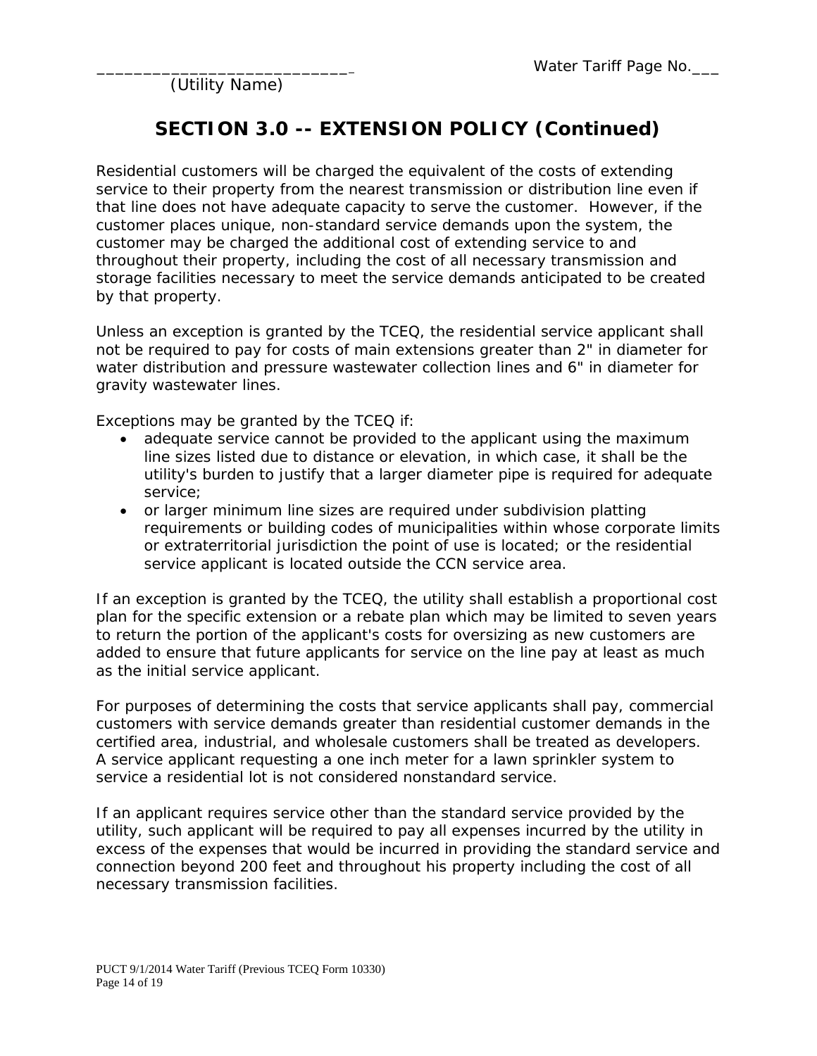# SECTION 3.0 -- EXTENSION POLICY (Continued)

Residential customers will be charged the equivalent of the costs of extending service to their property from the nearest transmission or distribution line even if that line does not have adequate capacity to serve the customer. However, if the customer places unique, non-standard service demands upon the system, the customer may be charged the additional cost of extending service to and throughout their property, including the cost of all necessary transmission and storage facilities necessary to meet the service demands anticipated to be created by that property.

Unless an exception is granted by the TCEQ, the residential service applicant shall not be required to pay for costs of main extensions greater than 2" in diameter for water distribution and pressure wastewater collection lines and 6" in diameter for gravity wastewater lines.

Exceptions may be granted by the TCEQ if:

- adequate service cannot be provided to the applicant using the maximum line sizes listed due to distance or elevation, in which case, it shall be the utility's burden to justify that a larger diameter pipe is required for adequate service;
- or larger minimum line sizes are required under subdivision platting requirements or building codes of municipalities within whose corporate limits or extraterritorial jurisdiction the point of use is located; or the residential service applicant is located outside the CCN service area.

If an exception is granted by the TCEQ, the utility shall establish a proportional cost plan for the specific extension or a rebate plan which may be limited to seven years to return the portion of the applicant's costs for oversizing as new customers are added to ensure that future applicants for service on the line pay at least as much as the initial service applicant.

For purposes of determining the costs that service applicants shall pay, commercial customers with service demands greater than residential customer demands in the certified area, industrial, and wholesale customers shall be treated as developers. A service applicant requesting a one inch meter for a lawn sprinkler system to service a residential lot is not considered nonstandard service.

If an applicant requires service other than the standard service provided by the utility, such applicant will be required to pay all expenses incurred by the utility in excess of the expenses that would be incurred in providing the standard service and connection beyond 200 feet and throughout his property including the cost of all necessary transmission facilities.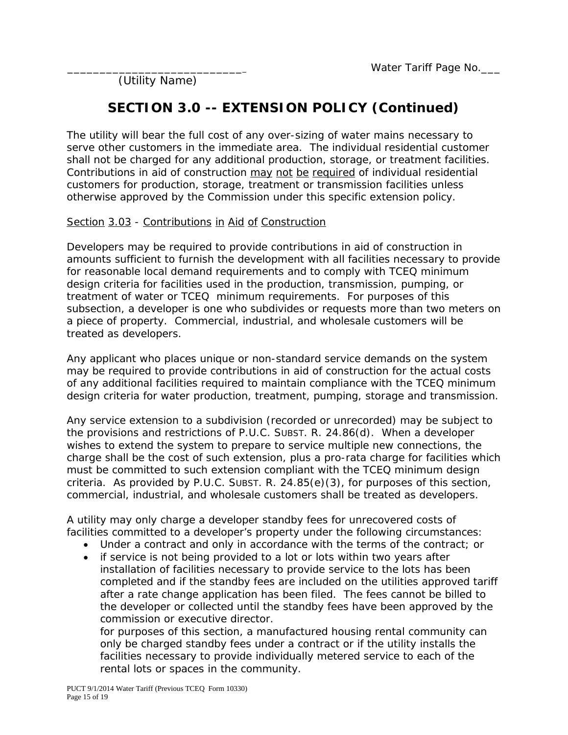_____________________________ Water Tariff Page No.___
(Utility Name)

## SECTION 3.0 -- EXTENSION POLICY (Continued)

The utility will bear the full cost of any over-sizing of water mains necessary to serve other customers in the immediate area. The individual residential customer shall not be charged for any additional production, storage, or treatment facilities. Contributions in aid of construction may not be required of individual residential customers for production, storage, treatment or transmission facilities unless otherwise approved by the Commission under this specific extension policy.

Section 3.03 - Contributions in Aid of Construction

Developers may be required to provide contributions in aid of construction in amounts sufficient to furnish the development with all facilities necessary to provide for reasonable local demand requirements and to comply with TCEQ minimum design criteria for facilities used in the production, transmission, pumping, or treatment of water or TCEQ minimum requirements. For purposes of this subsection, a developer is one who subdivides or requests more than two meters on a piece of property. Commercial, industrial, and wholesale customers will be treated as developers.

Any applicant who places unique or non-standard service demands on the system may be required to provide contributions in aid of construction for the actual costs of any additional facilities required to maintain compliance with the TCEQ minimum design criteria for water production, treatment, pumping, storage and transmission.

Any service extension to a subdivision (recorded or unrecorded) may be subject to the provisions and restrictions of P.U.C. SUBST. R. 24.86(d). When a developer wishes to extend the system to prepare to service multiple new connections, the charge shall be the cost of such extension, plus a pro-rata charge for facilities which must be committed to such extension compliant with the TCEQ minimum design criteria. As provided by P.U.C. SUBST. R. 24.85(e)(3), for purposes of this section, commercial, industrial, and wholesale customers shall be treated as developers.

A utility may only charge a developer standby fees for unrecovered costs of facilities committed to a developer's property under the following circumstances:

- Under a contract and only in accordance with the terms of the contract; or
- if service is not being provided to a lot or lots within two years after installation of facilities necessary to provide service to the lots has been completed and if the standby fees are included on the utilities approved tariff after a rate change application has been filed. The fees cannot be billed to the developer or collected until the standby fees have been approved by the commission or executive director.

  for purposes of this section, a manufactured housing rental community can only be charged standby fees under a contract or if the utility installs the facilities necessary to provide individually metered service to each of the rental lots or spaces in the community.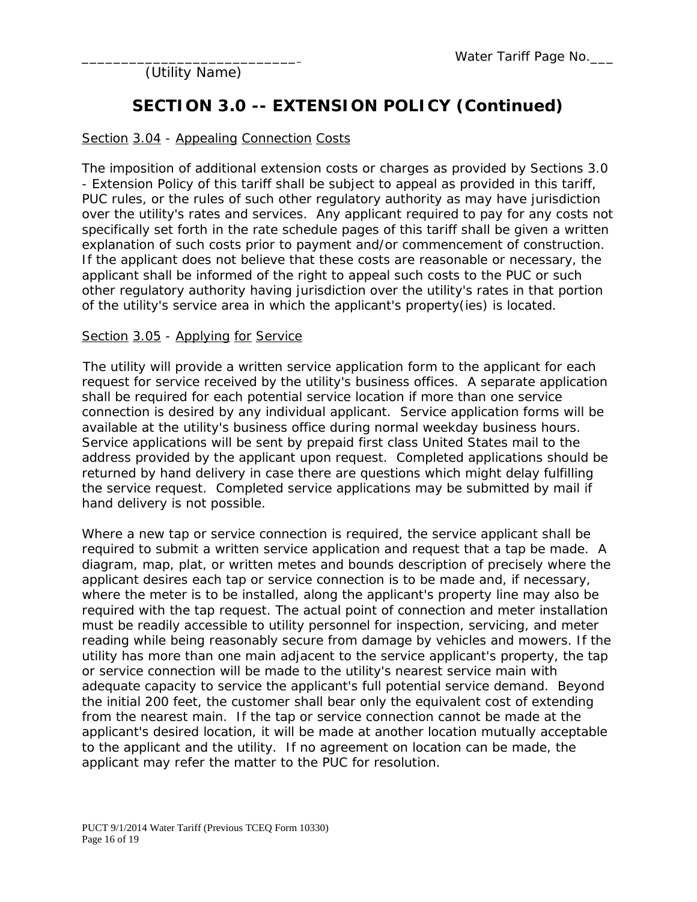_____________________________

(Utility Name)

Water Tariff Page No.___

# SECTION 3.0 -- EXTENSION POLICY (Continued)

Section 3.04 - Appealing Connection Costs

The imposition of additional extension costs or charges as provided by Sections 3.0 - Extension Policy of this tariff shall be subject to appeal as provided in this tariff, PUC rules, or the rules of such other regulatory authority as may have jurisdiction over the utility's rates and services. Any applicant required to pay for any costs not specifically set forth in the rate schedule pages of this tariff shall be given a written explanation of such costs prior to payment and/or commencement of construction. If the applicant does not believe that these costs are reasonable or necessary, the applicant shall be informed of the right to appeal such costs to the PUC or such other regulatory authority having jurisdiction over the utility's rates in that portion of the utility's service area in which the applicant's property(ies) is located.

Section 3.05 - Applying for Service

The utility will provide a written service application form to the applicant for each request for service received by the utility's business offices. A separate application shall be required for each potential service location if more than one service connection is desired by any individual applicant. Service application forms will be available at the utility's business office during normal weekday business hours. Service applications will be sent by prepaid first class United States mail to the address provided by the applicant upon request. Completed applications should be returned by hand delivery in case there are questions which might delay fulfilling the service request. Completed service applications may be submitted by mail if hand delivery is not possible.

Where a new tap or service connection is required, the service applicant shall be required to submit a written service application and request that a tap be made. A diagram, map, plat, or written metes and bounds description of precisely where the applicant desires each tap or service connection is to be made and, if necessary, where the meter is to be installed, along the applicant's property line may also be required with the tap request. The actual point of connection and meter installation must be readily accessible to utility personnel for inspection, servicing, and meter reading while being reasonably secure from damage by vehicles and mowers. If the utility has more than one main adjacent to the service applicant's property, the tap or service connection will be made to the utility's nearest service main with adequate capacity to service the applicant's full potential service demand. Beyond the initial 200 feet, the customer shall bear only the equivalent cost of extending from the nearest main. If the tap or service connection cannot be made at the applicant's desired location, it will be made at another location mutually acceptable to the applicant and the utility. If no agreement on location can be made, the applicant may refer the matter to the PUC for resolution.

PUCT 9/1/2014 Water Tariff (Previous TCEQ Form 10330)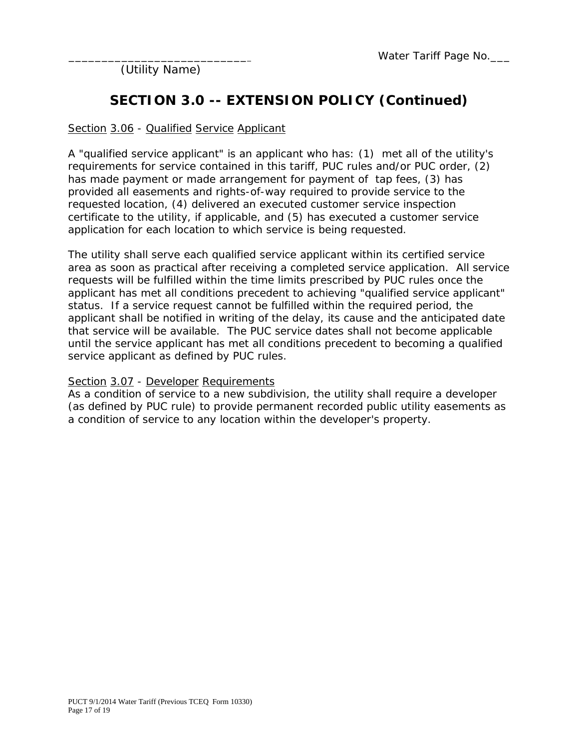___________________________ (Utility Name)

Water Tariff Page No.___

# SECTION 3.0 -- EXTENSION POLICY (Continued)

Section 3.06 - Qualified Service Applicant

A "qualified service applicant" is an applicant who has: (1) met all of the utility's requirements for service contained in this tariff, PUC rules and/or PUC order, (2) has made payment or made arrangement for payment of tap fees, (3) has provided all easements and rights-of-way required to provide service to the requested location, (4) delivered an executed customer service inspection certificate to the utility, if applicable, and (5) has executed a customer service application for each location to which service is being requested.

The utility shall serve each qualified service applicant within its certified service area as soon as practical after receiving a completed service application. All service requests will be fulfilled within the time limits prescribed by PUC rules once the applicant has met all conditions precedent to achieving "qualified service applicant" status. If a service request cannot be fulfilled within the required period, the applicant shall be notified in writing of the delay, its cause and the anticipated date that service will be available. The PUC service dates shall not become applicable until the service applicant has met all conditions precedent to becoming a qualified service applicant as defined by PUC rules.

Section 3.07 - Developer Requirements

As a condition of service to a new subdivision, the utility shall require a developer (as defined by PUC rule) to provide permanent recorded public utility easements as a condition of service to any location within the developer's property.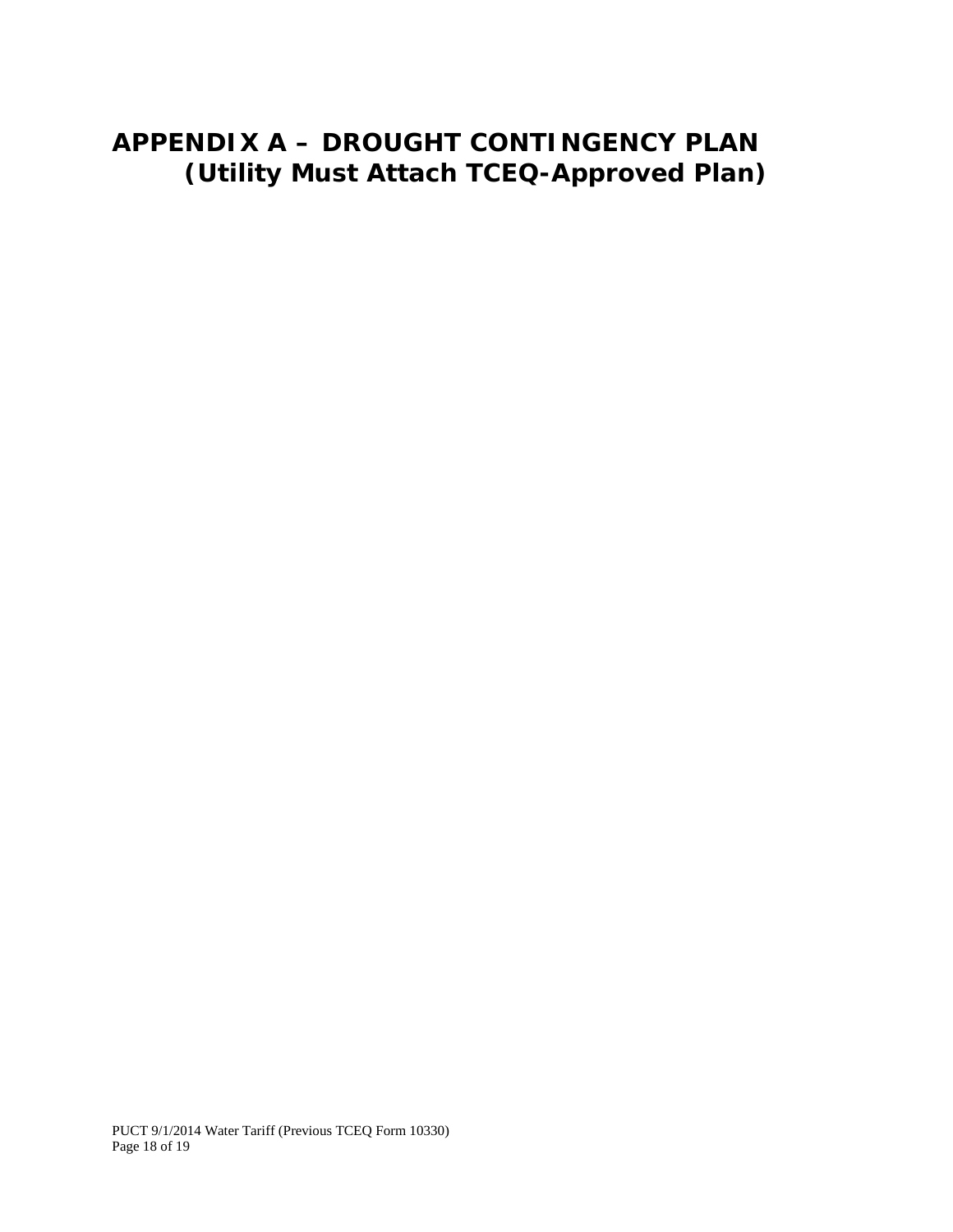# APPENDIX A – DROUGHT CONTINGENCY PLAN
## (Utility Must Attach TCEQ-Approved Plan)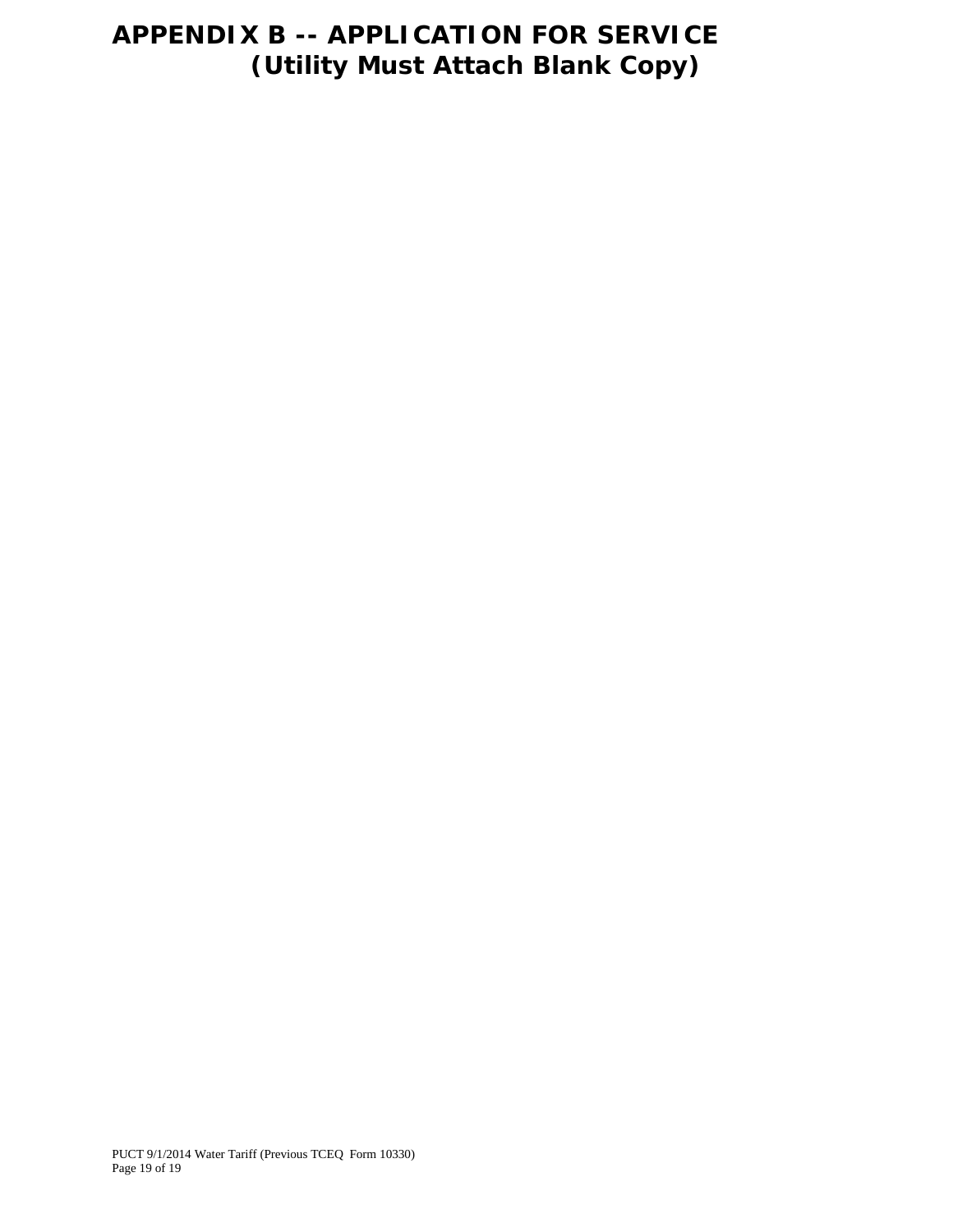# APPENDIX B -- APPLICATION FOR SERVICE
## (Utility Must Attach Blank Copy)